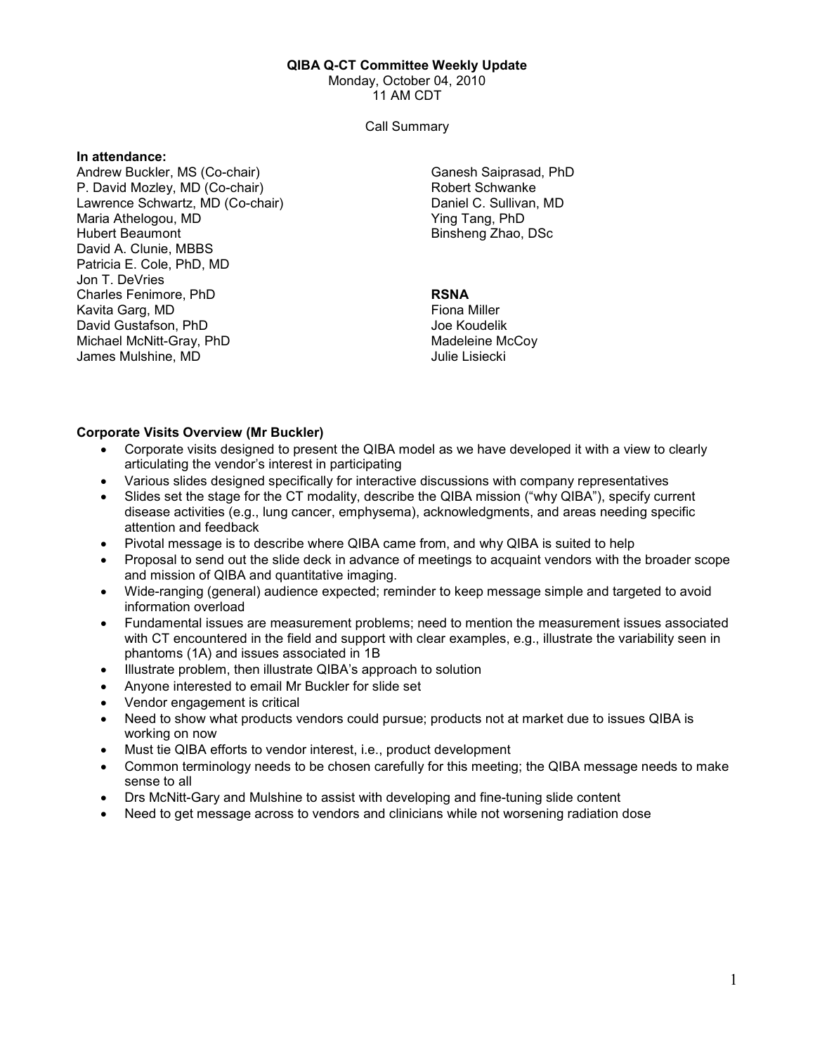**QIBA Q-CT Committee Weekly Update**

Monday, October 04, 2010

11 AM CDT

Call Summary

**In attendance:**

Andrew Buckler, MS (Co-chair)
P. David Mozley, MD (Co-chair)
Lawrence Schwartz, MD (Co-chair)
Maria Athelogou, MD
Hubert Beaumont
David A. Clunie, MBBS
Patricia E. Cole, PhD, MD
Jon T. DeVries
Charles Fenimore, PhD
Kavita Garg, MD
David Gustafson, PhD
Michael McNitt-Gray, PhD
James Mulshine, MD
Ganesh Saiprasad, PhD
Robert Schwanke
Daniel C. Sullivan, MD
Ying Tang, PhD
Binsheng Zhao, DSc

**RSNA**

Fiona Miller
Joe Koudelik
Madeleine McCoy
Julie Lisiecki

**Corporate Visits Overview (Mr Buckler)**

- Corporate visits designed to present the QIBA model as we have developed it with a view to clearly articulating the vendor's interest in participating
- Various slides designed specifically for interactive discussions with company representatives
- Slides set the stage for the CT modality, describe the QIBA mission ("why QIBA"), specify current disease activities (e.g., lung cancer, emphysema), acknowledgments, and areas needing specific attention and feedback
- Pivotal message is to describe where QIBA came from, and why QIBA is suited to help
- Proposal to send out the slide deck in advance of meetings to acquaint vendors with the broader scope and mission of QIBA and quantitative imaging.
- Wide-ranging (general) audience expected; reminder to keep message simple and targeted to avoid information overload
- Fundamental issues are measurement problems; need to mention the measurement issues associated with CT encountered in the field and support with clear examples, e.g., illustrate the variability seen in phantoms (1A) and issues associated in 1B
- Illustrate problem, then illustrate QIBA's approach to solution
- Anyone interested to email Mr Buckler for slide set
- Vendor engagement is critical
- Need to show what products vendors could pursue; products not at market due to issues QIBA is working on now
- Must tie QIBA efforts to vendor interest, i.e., product development
- Common terminology needs to be chosen carefully for this meeting; the QIBA message needs to make sense to all
- Drs McNitt-Gary and Mulshine to assist with developing and fine-tuning slide content
- Need to get message across to vendors and clinicians while not worsening radiation dose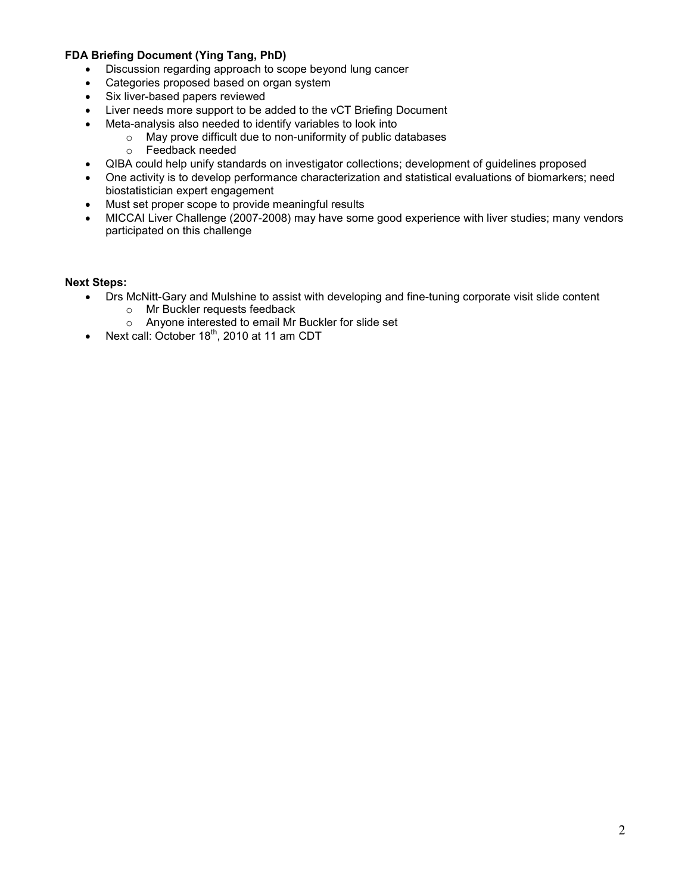**FDA Briefing Document (Ying Tang, PhD)**

- Discussion regarding approach to scope beyond lung cancer
- Categories proposed based on organ system
- Six liver-based papers reviewed
- Liver needs more support to be added to the vCT Briefing Document
- Meta-analysis also needed to identify variables to look into
  - May prove difficult due to non-uniformity of public databases
  - Feedback needed
- QIBA could help unify standards on investigator collections; development of guidelines proposed
- One activity is to develop performance characterization and statistical evaluations of biomarkers; need biostatistician expert engagement
- Must set proper scope to provide meaningful results
- MICCAI Liver Challenge (2007-2008) may have some good experience with liver studies; many vendors participated on this challenge

**Next Steps:**

- Drs McNitt-Gary and Mulshine to assist with developing and fine-tuning corporate visit slide content
  - Mr Buckler requests feedback
  - Anyone interested to email Mr Buckler for slide set
- Next call: October 18th, 2010 at 11 am CDT